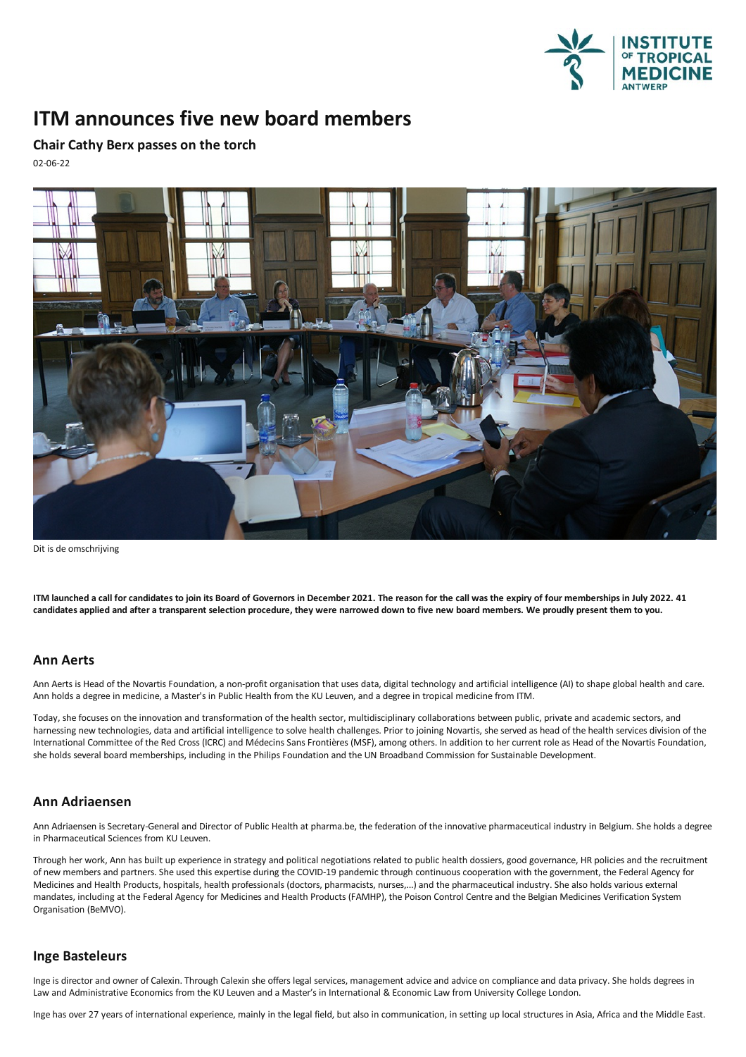# ITM announces five new board members

## Chair Cathy Berx passes on the torch

02-06-22

Dit is de omschrijving

**ITM launched a call for candidates to join its Board of Governors in December 2021. The reason for the call was the expiry of four memberships in July 2022. 41 candidates applied and after a transparent selection procedure, they were narrowed down to five new board members. We proudly present them to you.**

### Ann Aerts

Ann Aerts is Head of the Novartis Foundation, a non-profit organisation that uses data, digital technology and artificial intelligence (AI) to shape global health and care. Ann holds a degree in medicine, a Master's in Public Health from the KU Leuven, and a degree in tropical medicine from ITM.

Today, she focuses on the innovation and transformation of the health sector, multidisciplinary collaborations between public, private and academic sectors, and harnessing new technologies, data and artificial intelligence to solve health challenges. Prior to joining Novartis, she served as head of the health services division of the International Committee of the Red Cross (ICRC) and Médecins Sans Frontières (MSF), among others. In addition to her current role as Head of the Novartis Foundation, she holds several board memberships, including in the Philips Foundation and the UN Broadband Commission for Sustainable Development.

### Ann Adriaensen

Ann Adriaensen is Secretary-General and Director of Public Health at pharma.be, the federation of the innovative pharmaceutical industry in Belgium. She holds a degree in Pharmaceutical Sciences from KU Leuven.

Through her work, Ann has built up experience in strategy and political negotiations related to public health dossiers, good governance, HR policies and the recruitment of new members and partners. She used this expertise during the COVID-19 pandemic through continuous cooperation with the government, the Federal Agency for Medicines and Health Products, hospitals, health professionals (doctors, pharmacists, nurses,...) and the pharmaceutical industry. She also holds various external mandates, including at the Federal Agency for Medicines and Health Products (FAMHP), the Poison Control Centre and the Belgian Medicines Verification System Organisation (BeMVO).

### Inge Basteleurs

Inge is director and owner of Calexin. Through Calexin she offers legal services, management advice and advice on compliance and data privacy. She holds degrees in Law and Administrative Economics from the KU Leuven and a Master's in International & Economic Law from University College London.

Inge has over 27 years of international experience, mainly in the legal field, but also in communication, in setting up local structures in Asia, Africa and the Middle East.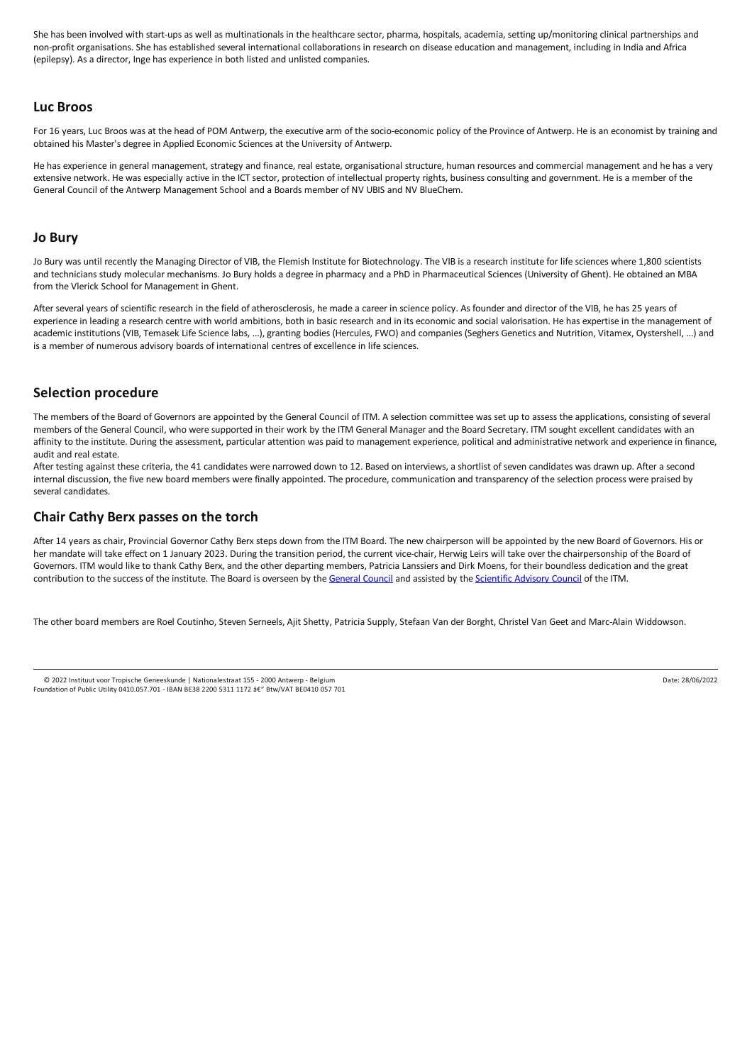She has been involved with start-ups as well as multinationals in the healthcare sector, pharma, hospitals, academia, setting up/monitoring clinical partnerships and non-profit organisations. She has established several international collaborations in research on disease education and management, including in India and Africa (epilepsy). As a director, Inge has experience in both listed and unlisted companies.

## Luc Broos

For 16 years, Luc Broos was at the head of POM Antwerp, the executive arm of the socio-economic policy of the Province of Antwerp. He is an economist by training and obtained his Master's degree in Applied Economic Sciences at the University of Antwerp.

He has experience in general management, strategy and finance, real estate, organisational structure, human resources and commercial management and he has a very extensive network. He was especially active in the ICT sector, protection of intellectual property rights, business consulting and government. He is a member of the General Council of the Antwerp Management School and a Boards member of NV UBIS and NV BlueChem.

## Jo Bury

Jo Bury was until recently the Managing Director of VIB, the Flemish Institute for Biotechnology. The VIB is a research institute for life sciences where 1,800 scientists and technicians study molecular mechanisms. Jo Bury holds a degree in pharmacy and a PhD in Pharmaceutical Sciences (University of Ghent). He obtained an MBA from the Vlerick School for Management in Ghent.

After several years of scientific research in the field of atherosclerosis, he made a career in science policy. As founder and director of the VIB, he has 25 years of experience in leading a research centre with world ambitions, both in basic research and in its economic and social valorisation. He has expertise in the management of academic institutions (VIB, Temasek Life Science labs, ...), granting bodies (Hercules, FWO) and companies (Seghers Genetics and Nutrition, Vitamex, Oystershell, ...) and is a member of numerous advisory boards of international centres of excellence in life sciences.

## Selection procedure

The members of the Board of Governors are appointed by the General Council of ITM. A selection committee was set up to assess the applications, consisting of several members of the General Council, who were supported in their work by the ITM General Manager and the Board Secretary. ITM sought excellent candidates with an affinity to the institute. During the assessment, particular attention was paid to management experience, political and administrative network and experience in finance, audit and real estate.

After testing against these criteria, the 41 candidates were narrowed down to 12. Based on interviews, a shortlist of seven candidates was drawn up. After a second internal discussion, the five new board members were finally appointed. The procedure, communication and transparency of the selection process were praised by several candidates.

## Chair Cathy Berx passes on the torch

After 14 years as chair, Provincial Governor Cathy Berx steps down from the ITM Board. The new chairperson will be appointed by the new Board of Governors. His or her mandate will take effect on 1 January 2023. During the transition period, the current vice-chair, Herwig Leirs will take over the chairpersonship of the Board of Governors. ITM would like to thank Cathy Berx, and the other departing members, Patricia Lanssiers and Dirk Moens, for their boundless dedication and the great contribution to the success of the institute. The Board is overseen by the General Council and assisted by the Scientific Advisory Council of the ITM.

The other board members are Roel Coutinho, Steven Serneels, Ajit Shetty, Patricia Supply, Stefaan Van der Borght, Christel Van Geet and Marc-Alain Widdowson.